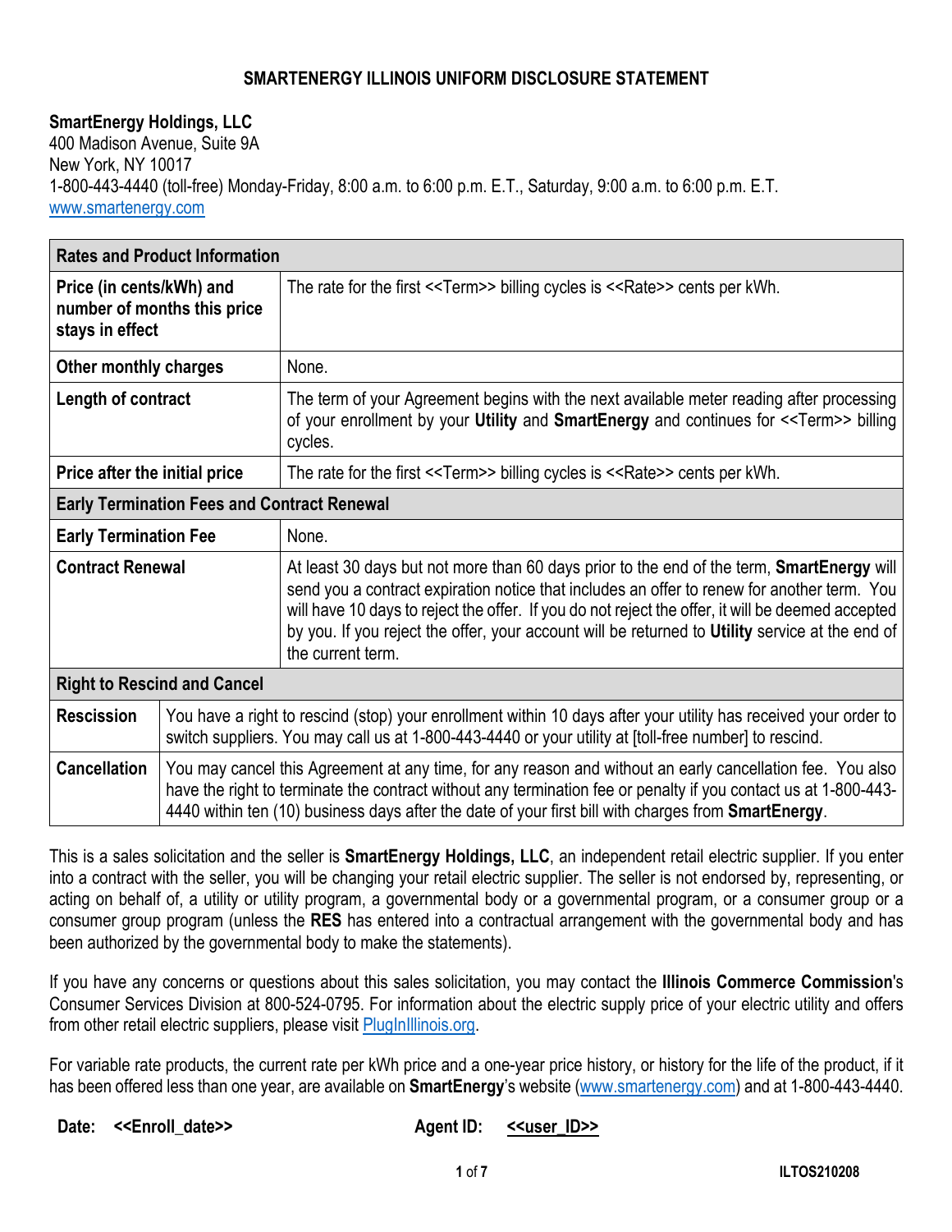# SMARTENERGY ILLINOIS UNIFORM DISCLOSURE STATEMENT

**SmartEnergy Holdings, LLC**
400 Madison Avenue, Suite 9A
New York, NY 10017
1-800-443-4440 (toll-free) Monday-Friday, 8:00 a.m. to 6:00 p.m. E.T., Saturday, 9:00 a.m. to 6:00 p.m. E.T.
www.smartenergy.com

| **Rates and Product Information** | |
|---|---|
| **Price (in cents/kWh) and number of months this price stays in effect** | The rate for the first <<Term>> billing cycles is <<Rate>> cents per kWh. |
| **Other monthly charges** | None. |
| **Length of contract** | The term of your Agreement begins with the next available meter reading after processing of your enrollment by your **Utility** and **SmartEnergy** and continues for <<Term>> billing cycles. |
| **Price after the initial price** | The rate for the first <<Term>> billing cycles is <<Rate>> cents per kWh. |
| **Early Termination Fees and Contract Renewal** | |
| **Early Termination Fee** | None. |
| **Contract Renewal** | At least 30 days but not more than 60 days prior to the end of the term, **SmartEnergy** will send you a contract expiration notice that includes an offer to renew for another term. You will have 10 days to reject the offer. If you do not reject the offer, it will be deemed accepted by you. If you reject the offer, your account will be returned to **Utility** service at the end of the current term. |
| **Right to Rescind and Cancel** | |
| **Rescission** | You have a right to rescind (stop) your enrollment within 10 days after your utility has received your order to switch suppliers. You may call us at 1-800-443-4440 or your utility at [toll-free number] to rescind. |
| **Cancellation** | You may cancel this Agreement at any time, for any reason and without an early cancellation fee. You also have the right to terminate the contract without any termination fee or penalty if you contact us at 1-800-443-4440 within ten (10) business days after the date of your first bill with charges from **SmartEnergy**. |

This is a sales solicitation and the seller is **SmartEnergy Holdings, LLC**, an independent retail electric supplier. If you enter into a contract with the seller, you will be changing your retail electric supplier. The seller is not endorsed by, representing, or acting on behalf of, a utility or utility program, a governmental body or a governmental program, or a consumer group or a consumer group program (unless the **RES** has entered into a contractual arrangement with the governmental body and has been authorized by the governmental body to make the statements).

If you have any concerns or questions about this sales solicitation, you may contact the **Illinois Commerce Commission**'s Consumer Services Division at 800-524-0795. For information about the electric supply price of your electric utility and offers from other retail electric suppliers, please visit PlugInIllinois.org.

For variable rate products, the current rate per kWh price and a one-year price history, or history for the life of the product, if it has been offered less than one year, are available on **SmartEnergy**'s website (www.smartenergy.com) and at 1-800-443-4440.

**Date: <<Enroll_date>>** **Agent ID: <<user_ID>>**

ILTOS210208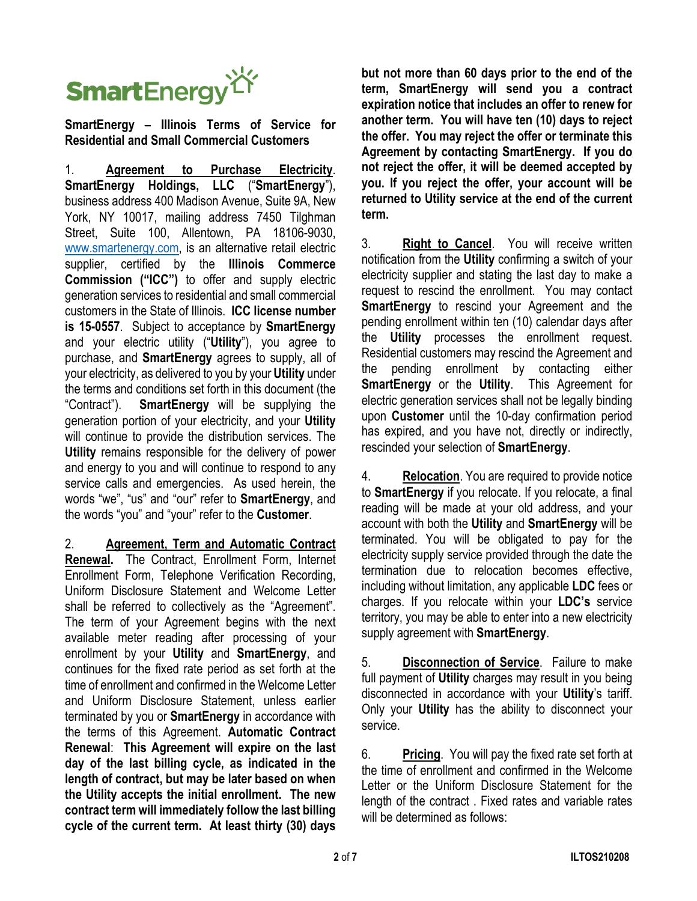SmartEnergy

**SmartEnergy – Illinois Terms of Service for Residential and Small Commercial Customers**

1. **Agreement to Purchase Electricity**. **SmartEnergy Holdings, LLC** ("**SmartEnergy**"), business address 400 Madison Avenue, Suite 9A, New York, NY 10017, mailing address 7450 Tilghman Street, Suite 100, Allentown, PA 18106-9030, www.smartenergy.com, is an alternative retail electric supplier, certified by the **Illinois Commerce Commission ("ICC")** to offer and supply electric generation services to residential and small commercial customers in the State of Illinois. **ICC license number is 15-0557**. Subject to acceptance by **SmartEnergy** and your electric utility ("**Utility**"), you agree to purchase, and **SmartEnergy** agrees to supply, all of your electricity, as delivered to you by your **Utility** under the terms and conditions set forth in this document (the "Contract"). **SmartEnergy** will be supplying the generation portion of your electricity, and your **Utility** will continue to provide the distribution services. The **Utility** remains responsible for the delivery of power and energy to you and will continue to respond to any service calls and emergencies. As used herein, the words "we", "us" and "our" refer to **SmartEnergy**, and the words "you" and "your" refer to the **Customer**.

2. **Agreement, Term and Automatic Contract Renewal.** The Contract, Enrollment Form, Internet Enrollment Form, Telephone Verification Recording, Uniform Disclosure Statement and Welcome Letter shall be referred to collectively as the "Agreement". The term of your Agreement begins with the next available meter reading after processing of your enrollment by your **Utility** and **SmartEnergy**, and continues for the fixed rate period as set forth at the time of enrollment and confirmed in the Welcome Letter and Uniform Disclosure Statement, unless earlier terminated by you or **SmartEnergy** in accordance with the terms of this Agreement. **Automatic Contract Renewal**: **This Agreement will expire on the last day of the last billing cycle, as indicated in the length of contract, but may be later based on when the Utility accepts the initial enrollment. The new contract term will immediately follow the last billing cycle of the current term. At least thirty (30) days but not more than 60 days prior to the end of the term, SmartEnergy will send you a contract expiration notice that includes an offer to renew for another term. You will have ten (10) days to reject the offer. You may reject the offer or terminate this Agreement by contacting SmartEnergy. If you do not reject the offer, it will be deemed accepted by you. If you reject the offer, your account will be returned to Utility service at the end of the current term.**

3. **Right to Cancel**. You will receive written notification from the **Utility** confirming a switch of your electricity supplier and stating the last day to make a request to rescind the enrollment. You may contact **SmartEnergy** to rescind your Agreement and the pending enrollment within ten (10) calendar days after the **Utility** processes the enrollment request. Residential customers may rescind the Agreement and the pending enrollment by contacting either **SmartEnergy** or the **Utility**. This Agreement for electric generation services shall not be legally binding upon **Customer** until the 10-day confirmation period has expired, and you have not, directly or indirectly, rescinded your selection of **SmartEnergy**.

4. **Relocation**. You are required to provide notice to **SmartEnergy** if you relocate. If you relocate, a final reading will be made at your old address, and your account with both the **Utility** and **SmartEnergy** will be terminated. You will be obligated to pay for the electricity supply service provided through the date the termination due to relocation becomes effective, including without limitation, any applicable **LDC** fees or charges. If you relocate within your **LDC's** service territory, you may be able to enter into a new electricity supply agreement with **SmartEnergy**.

5. **Disconnection of Service**. Failure to make full payment of **Utility** charges may result in you being disconnected in accordance with your **Utility**'s tariff. Only your **Utility** has the ability to disconnect your service.

6. **Pricing**. You will pay the fixed rate set forth at the time of enrollment and confirmed in the Welcome Letter or the Uniform Disclosure Statement for the length of the contract . Fixed rates and variable rates will be determined as follows: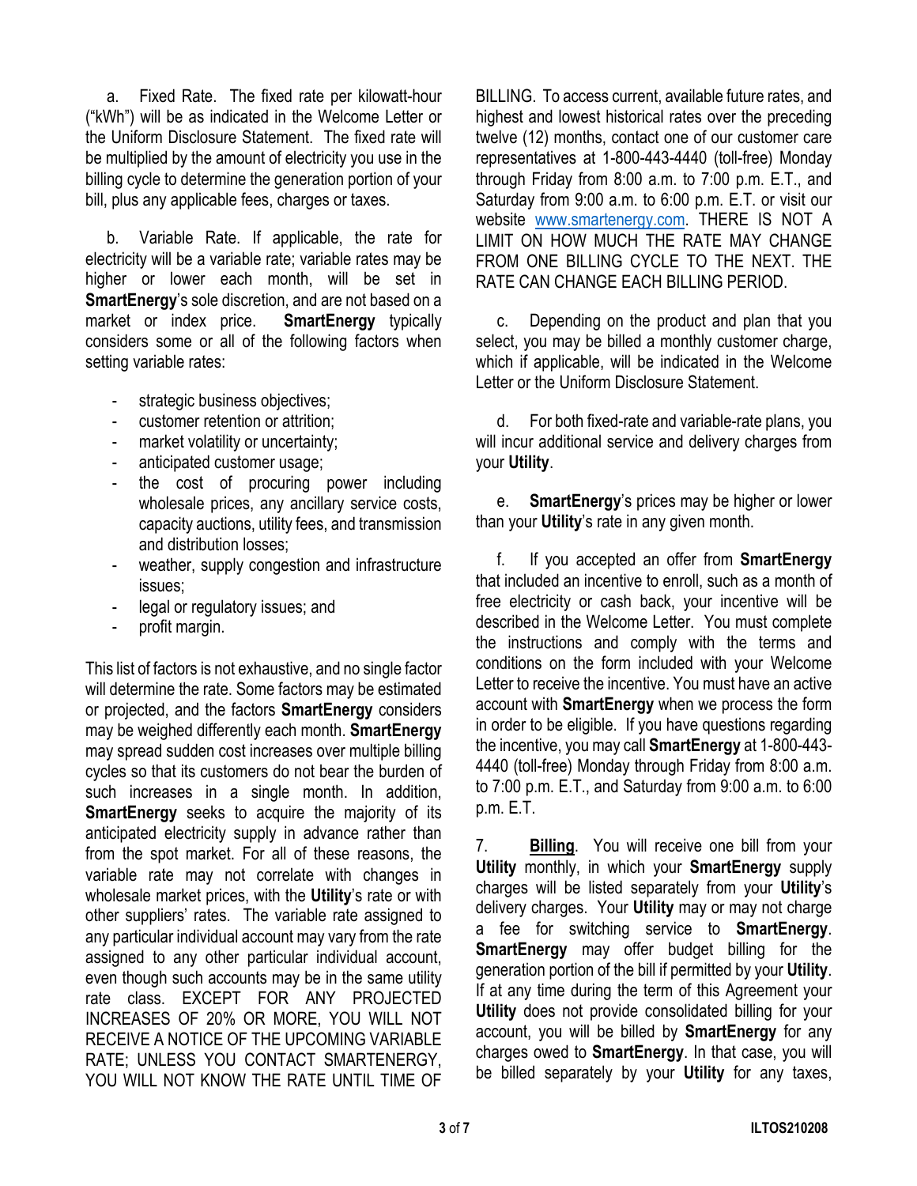a. Fixed Rate. The fixed rate per kilowatt-hour ("kWh") will be as indicated in the Welcome Letter or the Uniform Disclosure Statement. The fixed rate will be multiplied by the amount of electricity you use in the billing cycle to determine the generation portion of your bill, plus any applicable fees, charges or taxes.

b. Variable Rate. If applicable, the rate for electricity will be a variable rate; variable rates may be higher or lower each month, will be set in **SmartEnergy**'s sole discretion, and are not based on a market or index price. **SmartEnergy** typically considers some or all of the following factors when setting variable rates:

- strategic business objectives;
- customer retention or attrition;
- market volatility or uncertainty;
- anticipated customer usage;
- the cost of procuring power including wholesale prices, any ancillary service costs, capacity auctions, utility fees, and transmission and distribution losses;
- weather, supply congestion and infrastructure issues;
- legal or regulatory issues; and
- profit margin.

This list of factors is not exhaustive, and no single factor will determine the rate. Some factors may be estimated or projected, and the factors **SmartEnergy** considers may be weighed differently each month. **SmartEnergy** may spread sudden cost increases over multiple billing cycles so that its customers do not bear the burden of such increases in a single month. In addition, **SmartEnergy** seeks to acquire the majority of its anticipated electricity supply in advance rather than from the spot market. For all of these reasons, the variable rate may not correlate with changes in wholesale market prices, with the **Utility**'s rate or with other suppliers' rates. The variable rate assigned to any particular individual account may vary from the rate assigned to any other particular individual account, even though such accounts may be in the same utility rate class. EXCEPT FOR ANY PROJECTED INCREASES OF 20% OR MORE, YOU WILL NOT RECEIVE A NOTICE OF THE UPCOMING VARIABLE RATE; UNLESS YOU CONTACT SMARTENERGY, YOU WILL NOT KNOW THE RATE UNTIL TIME OF BILLING. To access current, available future rates, and highest and lowest historical rates over the preceding twelve (12) months, contact one of our customer care representatives at 1-800-443-4440 (toll-free) Monday through Friday from 8:00 a.m. to 7:00 p.m. E.T., and Saturday from 9:00 a.m. to 6:00 p.m. E.T. or visit our website [www.smartenergy.com](http://www.smartenergy.com). THERE IS NOT A LIMIT ON HOW MUCH THE RATE MAY CHANGE FROM ONE BILLING CYCLE TO THE NEXT. THE RATE CAN CHANGE EACH BILLING PERIOD.

c. Depending on the product and plan that you select, you may be billed a monthly customer charge, which if applicable, will be indicated in the Welcome Letter or the Uniform Disclosure Statement.

d. For both fixed-rate and variable-rate plans, you will incur additional service and delivery charges from your **Utility**.

e. **SmartEnergy**'s prices may be higher or lower than your **Utility**'s rate in any given month.

f. If you accepted an offer from **SmartEnergy** that included an incentive to enroll, such as a month of free electricity or cash back, your incentive will be described in the Welcome Letter. You must complete the instructions and comply with the terms and conditions on the form included with your Welcome Letter to receive the incentive. You must have an active account with **SmartEnergy** when we process the form in order to be eligible. If you have questions regarding the incentive, you may call **SmartEnergy** at 1-800-443-4440 (toll-free) Monday through Friday from 8:00 a.m. to 7:00 p.m. E.T., and Saturday from 9:00 a.m. to 6:00 p.m. E.T.

7. **Billing**. You will receive one bill from your **Utility** monthly, in which your **SmartEnergy** supply charges will be listed separately from your **Utility**'s delivery charges. Your **Utility** may or may not charge a fee for switching service to **SmartEnergy**. **SmartEnergy** may offer budget billing for the generation portion of the bill if permitted by your **Utility**. If at any time during the term of this Agreement your **Utility** does not provide consolidated billing for your account, you will be billed by **SmartEnergy** for any charges owed to **SmartEnergy**. In that case, you will be billed separately by your **Utility** for any taxes,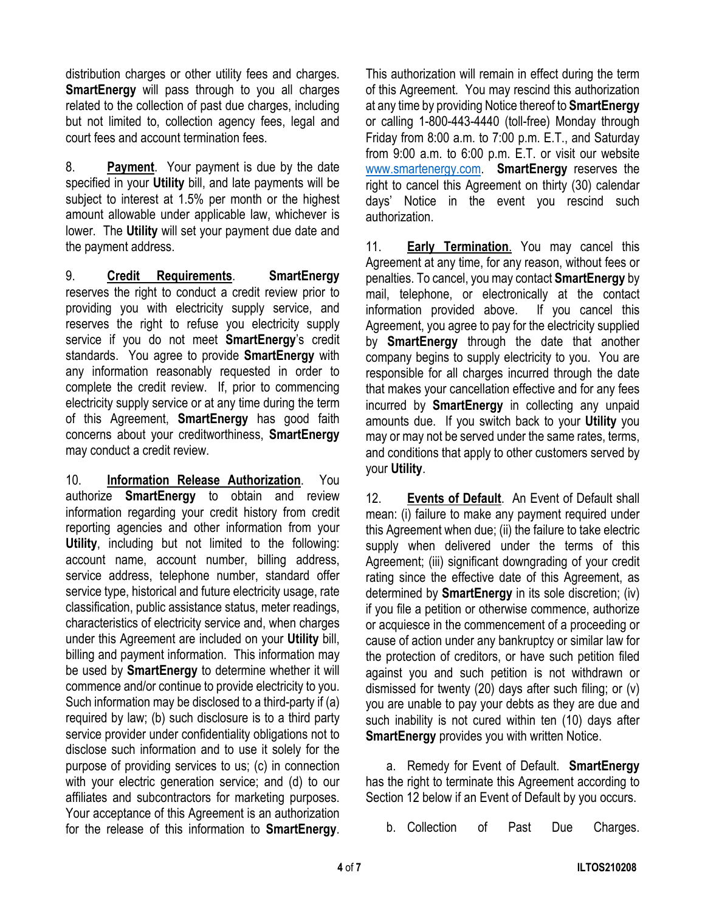distribution charges or other utility fees and charges. **SmartEnergy** will pass through to you all charges related to the collection of past due charges, including but not limited to, collection agency fees, legal and court fees and account termination fees.

8. **Payment**. Your payment is due by the date specified in your **Utility** bill, and late payments will be subject to interest at 1.5% per month or the highest amount allowable under applicable law, whichever is lower. The **Utility** will set your payment due date and the payment address.

9. **Credit Requirements**. **SmartEnergy** reserves the right to conduct a credit review prior to providing you with electricity supply service, and reserves the right to refuse you electricity supply service if you do not meet **SmartEnergy**'s credit standards. You agree to provide **SmartEnergy** with any information reasonably requested in order to complete the credit review. If, prior to commencing electricity supply service or at any time during the term of this Agreement, **SmartEnergy** has good faith concerns about your creditworthiness, **SmartEnergy** may conduct a credit review.

10. **Information Release Authorization**. You authorize **SmartEnergy** to obtain and review information regarding your credit history from credit reporting agencies and other information from your **Utility**, including but not limited to the following: account name, account number, billing address, service address, telephone number, standard offer service type, historical and future electricity usage, rate classification, public assistance status, meter readings, characteristics of electricity service and, when charges under this Agreement are included on your **Utility** bill, billing and payment information. This information may be used by **SmartEnergy** to determine whether it will commence and/or continue to provide electricity to you. Such information may be disclosed to a third-party if (a) required by law; (b) such disclosure is to a third party service provider under confidentiality obligations not to disclose such information and to use it solely for the purpose of providing services to us; (c) in connection with your electric generation service; and (d) to our affiliates and subcontractors for marketing purposes. Your acceptance of this Agreement is an authorization for the release of this information to **SmartEnergy**. This authorization will remain in effect during the term of this Agreement. You may rescind this authorization at any time by providing Notice thereof to **SmartEnergy** or calling 1-800-443-4440 (toll-free) Monday through Friday from 8:00 a.m. to 7:00 p.m. E.T., and Saturday from 9:00 a.m. to 6:00 p.m. E.T. or visit our website www.smartenergy.com. **SmartEnergy** reserves the right to cancel this Agreement on thirty (30) calendar days' Notice in the event you rescind such authorization.

11. **Early Termination**. You may cancel this Agreement at any time, for any reason, without fees or penalties. To cancel, you may contact **SmartEnergy** by mail, telephone, or electronically at the contact information provided above. If you cancel this Agreement, you agree to pay for the electricity supplied by **SmartEnergy** through the date that another company begins to supply electricity to you. You are responsible for all charges incurred through the date that makes your cancellation effective and for any fees incurred by **SmartEnergy** in collecting any unpaid amounts due. If you switch back to your **Utility** you may or may not be served under the same rates, terms, and conditions that apply to other customers served by your **Utility**.

12. **Events of Default**. An Event of Default shall mean: (i) failure to make any payment required under this Agreement when due; (ii) the failure to take electric supply when delivered under the terms of this Agreement; (iii) significant downgrading of your credit rating since the effective date of this Agreement, as determined by **SmartEnergy** in its sole discretion; (iv) if you file a petition or otherwise commence, authorize or acquiesce in the commencement of a proceeding or cause of action under any bankruptcy or similar law for the protection of creditors, or have such petition filed against you and such petition is not withdrawn or dismissed for twenty (20) days after such filing; or (v) you are unable to pay your debts as they are due and such inability is not cured within ten (10) days after **SmartEnergy** provides you with written Notice.

a. Remedy for Event of Default. **SmartEnergy** has the right to terminate this Agreement according to Section 12 below if an Event of Default by you occurs.

b. Collection of Past Due Charges.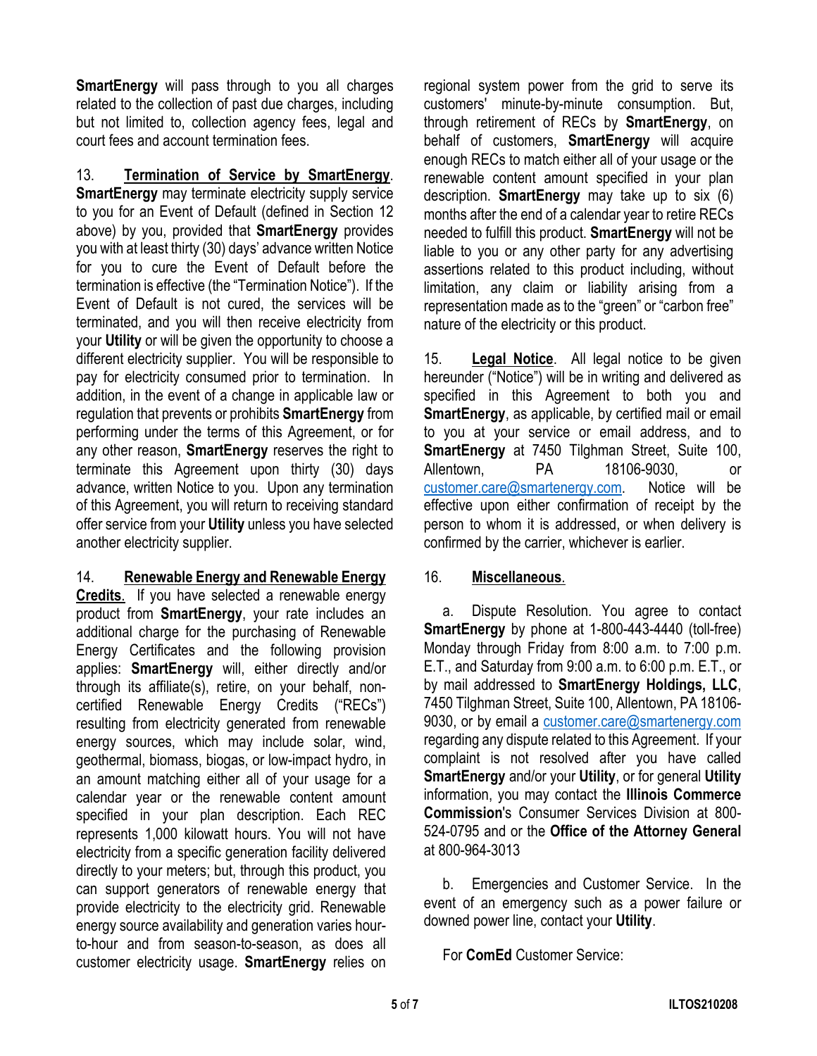**SmartEnergy** will pass through to you all charges related to the collection of past due charges, including but not limited to, collection agency fees, legal and court fees and account termination fees.

13. **Termination of Service by SmartEnergy**. **SmartEnergy** may terminate electricity supply service to you for an Event of Default (defined in Section 12 above) by you, provided that **SmartEnergy** provides you with at least thirty (30) days' advance written Notice for you to cure the Event of Default before the termination is effective (the "Termination Notice"). If the Event of Default is not cured, the services will be terminated, and you will then receive electricity from your **Utility** or will be given the opportunity to choose a different electricity supplier. You will be responsible to pay for electricity consumed prior to termination. In addition, in the event of a change in applicable law or regulation that prevents or prohibits **SmartEnergy** from performing under the terms of this Agreement, or for any other reason, **SmartEnergy** reserves the right to terminate this Agreement upon thirty (30) days advance, written Notice to you. Upon any termination of this Agreement, you will return to receiving standard offer service from your **Utility** unless you have selected another electricity supplier.

14. **Renewable Energy and Renewable Energy Credits**. If you have selected a renewable energy product from **SmartEnergy**, your rate includes an additional charge for the purchasing of Renewable Energy Certificates and the following provision applies: **SmartEnergy** will, either directly and/or through its affiliate(s), retire, on your behalf, non-certified Renewable Energy Credits ("RECs") resulting from electricity generated from renewable energy sources, which may include solar, wind, geothermal, biomass, biogas, or low-impact hydro, in an amount matching either all of your usage for a calendar year or the renewable content amount specified in your plan description. Each REC represents 1,000 kilowatt hours. You will not have electricity from a specific generation facility delivered directly to your meters; but, through this product, you can support generators of renewable energy that provide electricity to the electricity grid. Renewable energy source availability and generation varies hour-to-hour and from season-to-season, as does all customer electricity usage. **SmartEnergy** relies on regional system power from the grid to serve its customers' minute-by-minute consumption. But, through retirement of RECs by **SmartEnergy**, on behalf of customers, **SmartEnergy** will acquire enough RECs to match either all of your usage or the renewable content amount specified in your plan description. **SmartEnergy** may take up to six (6) months after the end of a calendar year to retire RECs needed to fulfill this product. **SmartEnergy** will not be liable to you or any other party for any advertising assertions related to this product including, without limitation, any claim or liability arising from a representation made as to the "green" or "carbon free" nature of the electricity or this product.

15. **Legal Notice**. All legal notice to be given hereunder ("Notice") will be in writing and delivered as specified in this Agreement to both you and **SmartEnergy**, as applicable, by certified mail or email to you at your service or email address, and to **SmartEnergy** at 7450 Tilghman Street, Suite 100, Allentown, PA 18106-9030, or customer.care@smartenergy.com. Notice will be effective upon either confirmation of receipt by the person to whom it is addressed, or when delivery is confirmed by the carrier, whichever is earlier.

16. **Miscellaneous**.

a. Dispute Resolution. You agree to contact **SmartEnergy** by phone at 1-800-443-4440 (toll-free) Monday through Friday from 8:00 a.m. to 7:00 p.m. E.T., and Saturday from 9:00 a.m. to 6:00 p.m. E.T., or by mail addressed to **SmartEnergy Holdings, LLC**, 7450 Tilghman Street, Suite 100, Allentown, PA 18106-9030, or by email a customer.care@smartenergy.com regarding any dispute related to this Agreement. If your complaint is not resolved after you have called **SmartEnergy** and/or your **Utility**, or for general **Utility** information, you may contact the **Illinois Commerce Commission**'s Consumer Services Division at 800-524-0795 and or the **Office of the Attorney General** at 800-964-3013

b. Emergencies and Customer Service. In the event of an emergency such as a power failure or downed power line, contact your **Utility**.

For **ComEd** Customer Service: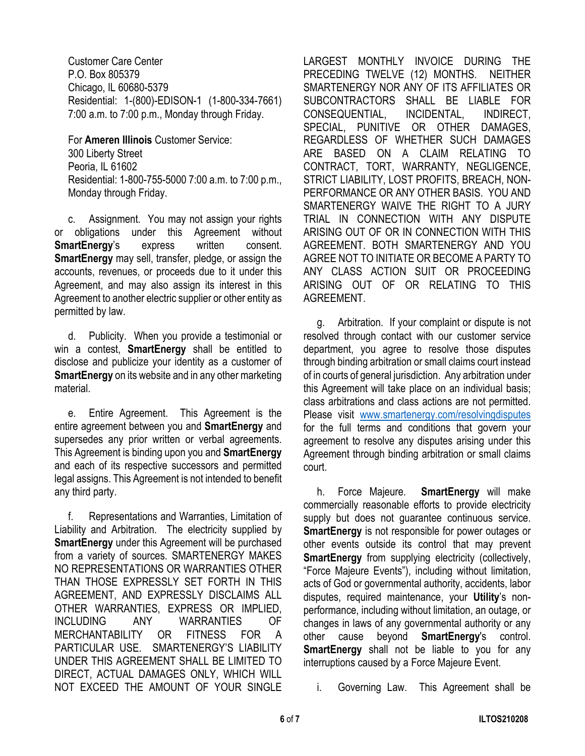Customer Care Center
P.O. Box 805379
Chicago, IL 60680-5379
Residential: 1-(800)-EDISON-1 (1-800-334-7661) 7:00 a.m. to 7:00 p.m., Monday through Friday.

For **Ameren Illinois** Customer Service:
300 Liberty Street
Peoria, IL 61602
Residential: 1-800-755-5000 7:00 a.m. to 7:00 p.m., Monday through Friday.

c. Assignment. You may not assign your rights or obligations under this Agreement without **SmartEnergy**'s express written consent. **SmartEnergy** may sell, transfer, pledge, or assign the accounts, revenues, or proceeds due to it under this Agreement, and may also assign its interest in this Agreement to another electric supplier or other entity as permitted by law.

d. Publicity. When you provide a testimonial or win a contest, **SmartEnergy** shall be entitled to disclose and publicize your identity as a customer of **SmartEnergy** on its website and in any other marketing material.

e. Entire Agreement. This Agreement is the entire agreement between you and **SmartEnergy** and supersedes any prior written or verbal agreements. This Agreement is binding upon you and **SmartEnergy** and each of its respective successors and permitted legal assigns. This Agreement is not intended to benefit any third party.

f. Representations and Warranties, Limitation of Liability and Arbitration. The electricity supplied by **SmartEnergy** under this Agreement will be purchased from a variety of sources. SMARTENERGY MAKES NO REPRESENTATIONS OR WARRANTIES OTHER THAN THOSE EXPRESSLY SET FORTH IN THIS AGREEMENT, AND EXPRESSLY DISCLAIMS ALL OTHER WARRANTIES, EXPRESS OR IMPLIED, INCLUDING ANY WARRANTIES OF MERCHANTABILITY OR FITNESS FOR A PARTICULAR USE. SMARTENERGY'S LIABILITY UNDER THIS AGREEMENT SHALL BE LIMITED TO DIRECT, ACTUAL DAMAGES ONLY, WHICH WILL NOT EXCEED THE AMOUNT OF YOUR SINGLE LARGEST MONTHLY INVOICE DURING THE PRECEDING TWELVE (12) MONTHS. NEITHER SMARTENERGY NOR ANY OF ITS AFFILIATES OR SUBCONTRACTORS SHALL BE LIABLE FOR CONSEQUENTIAL, INCIDENTAL, INDIRECT, SPECIAL, PUNITIVE OR OTHER DAMAGES, REGARDLESS OF WHETHER SUCH DAMAGES ARE BASED ON A CLAIM RELATING TO CONTRACT, TORT, WARRANTY, NEGLIGENCE, STRICT LIABILITY, LOST PROFITS, BREACH, NON-PERFORMANCE OR ANY OTHER BASIS. YOU AND SMARTENERGY WAIVE THE RIGHT TO A JURY TRIAL IN CONNECTION WITH ANY DISPUTE ARISING OUT OF OR IN CONNECTION WITH THIS AGREEMENT. BOTH SMARTENERGY AND YOU AGREE NOT TO INITIATE OR BECOME A PARTY TO ANY CLASS ACTION SUIT OR PROCEEDING ARISING OUT OF OR RELATING TO THIS AGREEMENT.

g. Arbitration. If your complaint or dispute is not resolved through contact with our customer service department, you agree to resolve those disputes through binding arbitration or small claims court instead of in courts of general jurisdiction. Any arbitration under this Agreement will take place on an individual basis; class arbitrations and class actions are not permitted. Please visit www.smartenergy.com/resolvingdisputes for the full terms and conditions that govern your agreement to resolve any disputes arising under this Agreement through binding arbitration or small claims court.

h. Force Majeure. **SmartEnergy** will make commercially reasonable efforts to provide electricity supply but does not guarantee continuous service. **SmartEnergy** is not responsible for power outages or other events outside its control that may prevent **SmartEnergy** from supplying electricity (collectively, "Force Majeure Events"), including without limitation, acts of God or governmental authority, accidents, labor disputes, required maintenance, your **Utility**'s non-performance, including without limitation, an outage, or changes in laws of any governmental authority or any other cause beyond **SmartEnergy**'s control. **SmartEnergy** shall not be liable to you for any interruptions caused by a Force Majeure Event.

i. Governing Law. This Agreement shall be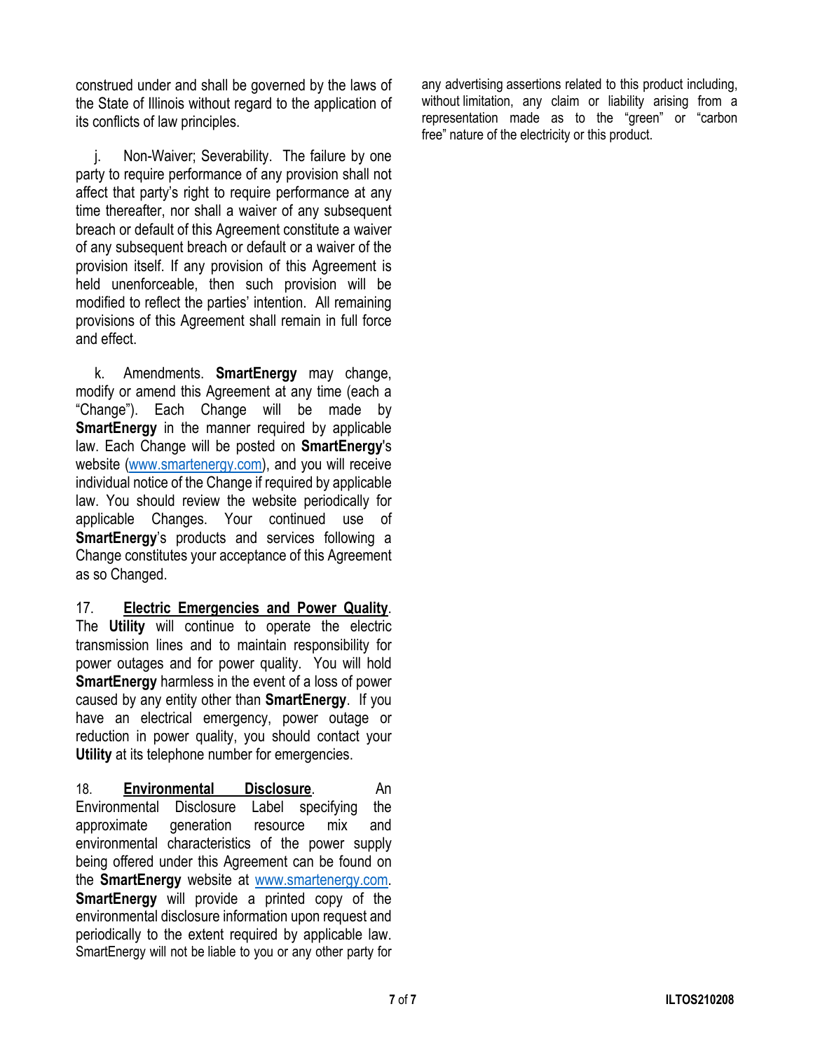construed under and shall be governed by the laws of the State of Illinois without regard to the application of its conflicts of law principles.

j. Non-Waiver; Severability. The failure by one party to require performance of any provision shall not affect that party's right to require performance at any time thereafter, nor shall a waiver of any subsequent breach or default of this Agreement constitute a waiver of any subsequent breach or default or a waiver of the provision itself. If any provision of this Agreement is held unenforceable, then such provision will be modified to reflect the parties' intention. All remaining provisions of this Agreement shall remain in full force and effect.

k. Amendments. **SmartEnergy** may change, modify or amend this Agreement at any time (each a "Change"). Each Change will be made by **SmartEnergy** in the manner required by applicable law. Each Change will be posted on **SmartEnergy**'s website (www.smartenergy.com), and you will receive individual notice of the Change if required by applicable law. You should review the website periodically for applicable Changes. Your continued use of **SmartEnergy**'s products and services following a Change constitutes your acceptance of this Agreement as so Changed.

17. **Electric Emergencies and Power Quality**. The **Utility** will continue to operate the electric transmission lines and to maintain responsibility for power outages and for power quality. You will hold **SmartEnergy** harmless in the event of a loss of power caused by any entity other than **SmartEnergy**. If you have an electrical emergency, power outage or reduction in power quality, you should contact your **Utility** at its telephone number for emergencies.

18. **Environmental Disclosure**. An Environmental Disclosure Label specifying the approximate generation resource mix and environmental characteristics of the power supply being offered under this Agreement can be found on the **SmartEnergy** website at www.smartenergy.com. **SmartEnergy** will provide a printed copy of the environmental disclosure information upon request and periodically to the extent required by applicable law. SmartEnergy will not be liable to you or any other party for any advertising assertions related to this product including, without limitation, any claim or liability arising from a representation made as to the "green" or "carbon free" nature of the electricity or this product.